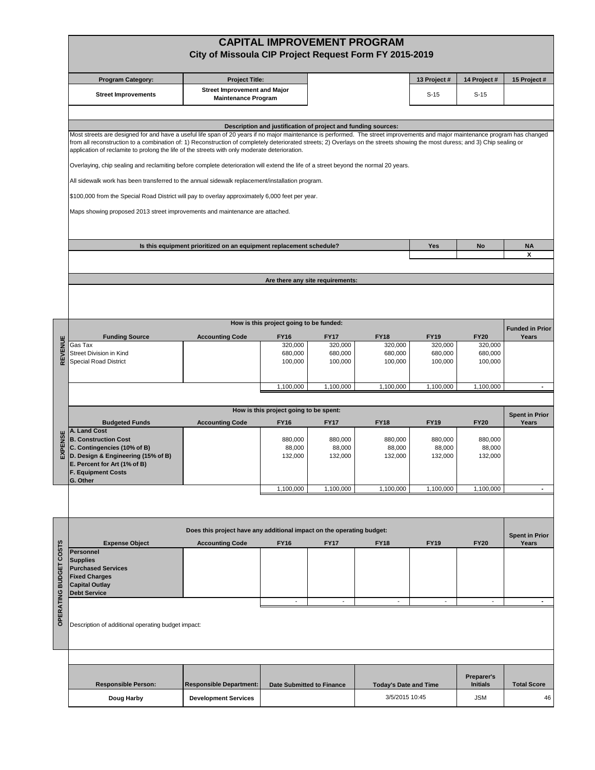# CAPITAL IMPROVEMENT PROGRAM

## City of Missoula CIP Project Request Form FY 2015-2019

| Program Category: | Project Title: | | 13 Project # | 14 Project # | 15 Project # |
|---|---|---|---|---|---|
| Street Improvements | Street Improvement and Major Maintenance Program | | S-15 | S-15 | |

**Description and justification of project and funding sources:**

Most streets are designed for and have a useful life span of 20 years if no major maintenance is performed. The street improvements and major maintenance program has changed from all reconstruction to a combination of: 1) Reconstruction of completely deteriorated streets; 2) Overlays on the streets showing the most duress; and 3) Chip sealing or application of reclamite to prolong the life of the streets with only moderate deterioration.

Overlaying, chip sealing and reclamiting before complete deterioration will extend the life of a street beyond the normal 20 years.

All sidewalk work has been transferred to the annual sidewalk replacement/installation program.

$100,000 from the Special Road District will pay to overlay approximately 6,000 feet per year.

Maps showing proposed 2013 street improvements and maintenance are attached.

| Is this equipment prioritized on an equipment replacement schedule? | Yes | No | NA |
|---|---|---|---|
| | | | X |

**Are there any site requirements:**

### REVENUE

**How is this project going to be funded:**

| Funding Source | Accounting Code | FY16 | FY17 | FY18 | FY19 | FY20 | Funded in Prior Years |
|---|---|---|---|---|---|---|---|
| Gas Tax | | 320,000 | 320,000 | 320,000 | 320,000 | 320,000 | |
| Street Division in Kind | | 680,000 | 680,000 | 680,000 | 680,000 | 680,000 | |
| Special Road District | | 100,000 | 100,000 | 100,000 | 100,000 | 100,000 | |
| | | 1,100,000 | 1,100,000 | 1,100,000 | 1,100,000 | 1,100,000 | - |

### EXPENSE

**How is this project going to be spent:**

| Budgeted Funds | Accounting Code | FY16 | FY17 | FY18 | FY19 | FY20 | Spent in Prior Years |
|---|---|---|---|---|---|---|---|
| A. Land Cost | | | | | | | |
| B. Construction Cost | | 880,000 | 880,000 | 880,000 | 880,000 | 880,000 | |
| C. Contingencies (10% of B) | | 88,000 | 88,000 | 88,000 | 88,000 | 88,000 | |
| D. Design & Engineering (15% of B) | | 132,000 | 132,000 | 132,000 | 132,000 | 132,000 | |
| E. Percent for Art (1% of B) | | | | | | | |
| F. Equipment Costs | | | | | | | |
| G. Other | | | | | | | |
| | | 1,100,000 | 1,100,000 | 1,100,000 | 1,100,000 | 1,100,000 | - |

### OPERATING BUDGET COSTS

**Does this project have any additional impact on the operating budget:**

| Expense Object | Accounting Code | FY16 | FY17 | FY18 | FY19 | FY20 | Spent in Prior Years |
|---|---|---|---|---|---|---|---|
| Personnel | | | | | | | |
| Supplies | | | | | | | |
| Purchased Services | | | | | | | |
| Fixed Charges | | | | | | | |
| Capital Outlay | | | | | | | |
| Debt Service | | | | | | | |
| | | - | - | - | - | - | - |

Description of additional operating budget impact:

| Responsible Person: | Responsible Department: | Date Submitted to Finance | Today's Date and Time | Preparer's Initials | Total Score |
|---|---|---|---|---|---|
| Doug Harby | Development Services | | 3/5/2015 10:45 | JSM | 46 |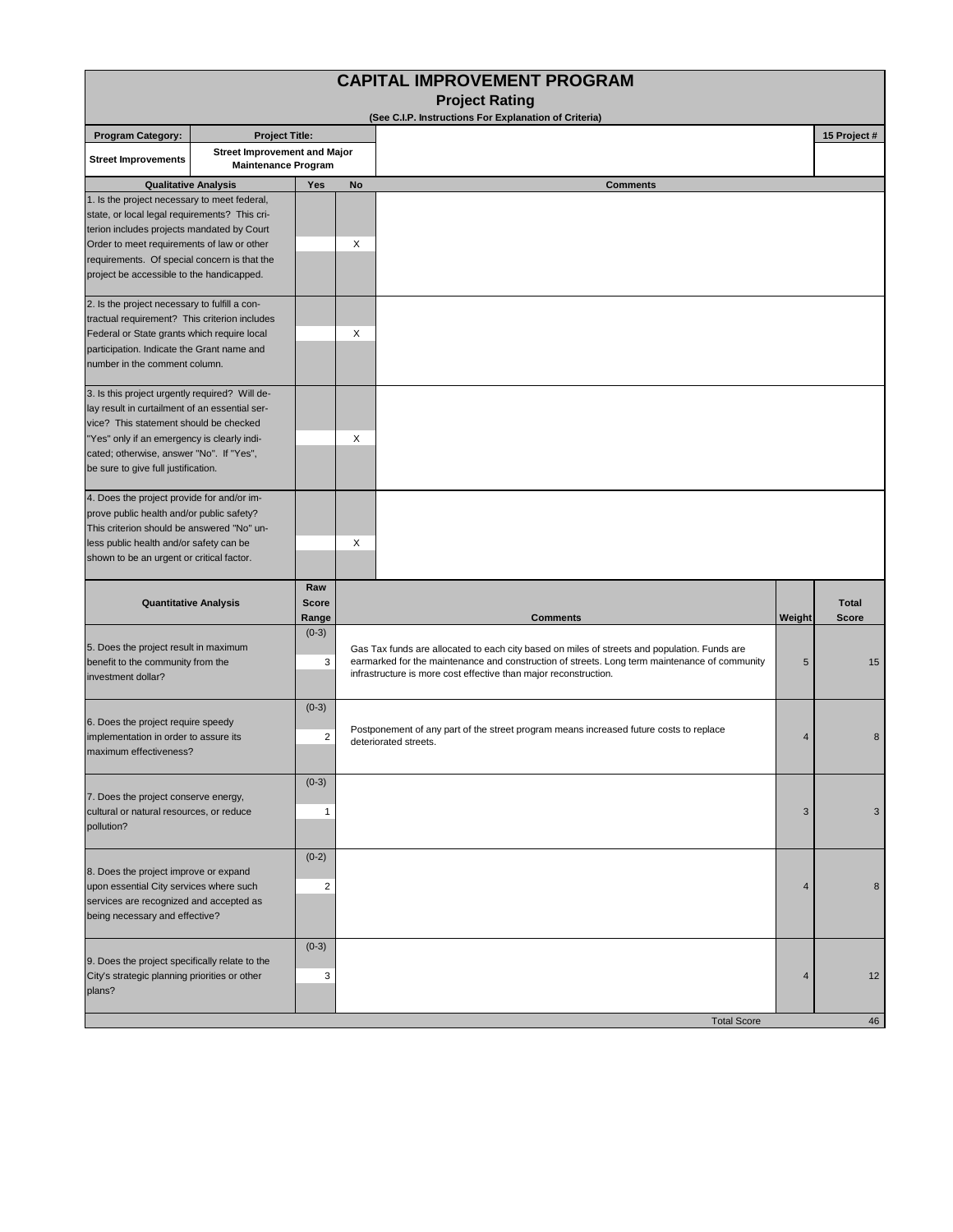# CAPITAL IMPROVEMENT PROGRAM

## Project Rating

**(See C.I.P. Instructions For Explanation of Criteria)**

| Program Category: | Project Title: | | 15 Project # |
|---|---|---|---|
| Street Improvements | Street Improvement and Major Maintenance Program | | |

| Qualitative Analysis | Yes | No | Comments |
|---|---|---|---|
| 1. Is the project necessary to meet federal, state, or local legal requirements? This criterion includes projects mandated by Court Order to meet requirements of law or other requirements. Of special concern is that the project be accessible to the handicapped. | | X | |
| 2. Is the project necessary to fulfill a contractual requirement? This criterion includes Federal or State grants which require local participation. Indicate the Grant name and number in the comment column. | | X | |
| 3. Is this project urgently required? Will delay result in curtailment of an essential service? This statement should be checked "Yes" only if an emergency is clearly indicated; otherwise, answer "No". If "Yes", be sure to give full justification. | | X | |
| 4. Does the project provide for and/or improve public health and/or public safety? This criterion should be answered "No" unless public health and/or safety can be shown to be an urgent or critical factor. | | X | |

| Quantitative Analysis | Raw Score Range | Comments | Weight | Total Score |
|---|---|---|---|---|
| 5. Does the project result in maximum benefit to the community from the investment dollar? | (0-3) 3 | Gas Tax funds are allocated to each city based on miles of streets and population. Funds are earmarked for the maintenance and construction of streets. Long term maintenance of community infrastructure is more cost effective than major reconstruction. | 5 | 15 |
| 6. Does the project require speedy implementation in order to assure its maximum effectiveness? | (0-3) 2 | Postponement of any part of the street program means increased future costs to replace deteriorated streets. | 4 | 8 |
| 7. Does the project conserve energy, cultural or natural resources, or reduce pollution? | (0-3) 1 | | 3 | 3 |
| 8. Does the project improve or expand upon essential City services where such services are recognized and accepted as being necessary and effective? | (0-2) 2 | | 4 | 8 |
| 9. Does the project specifically relate to the City's strategic planning priorities or other plans? | (0-3) 3 | | 4 | 12 |
| | | Total Score | | 46 |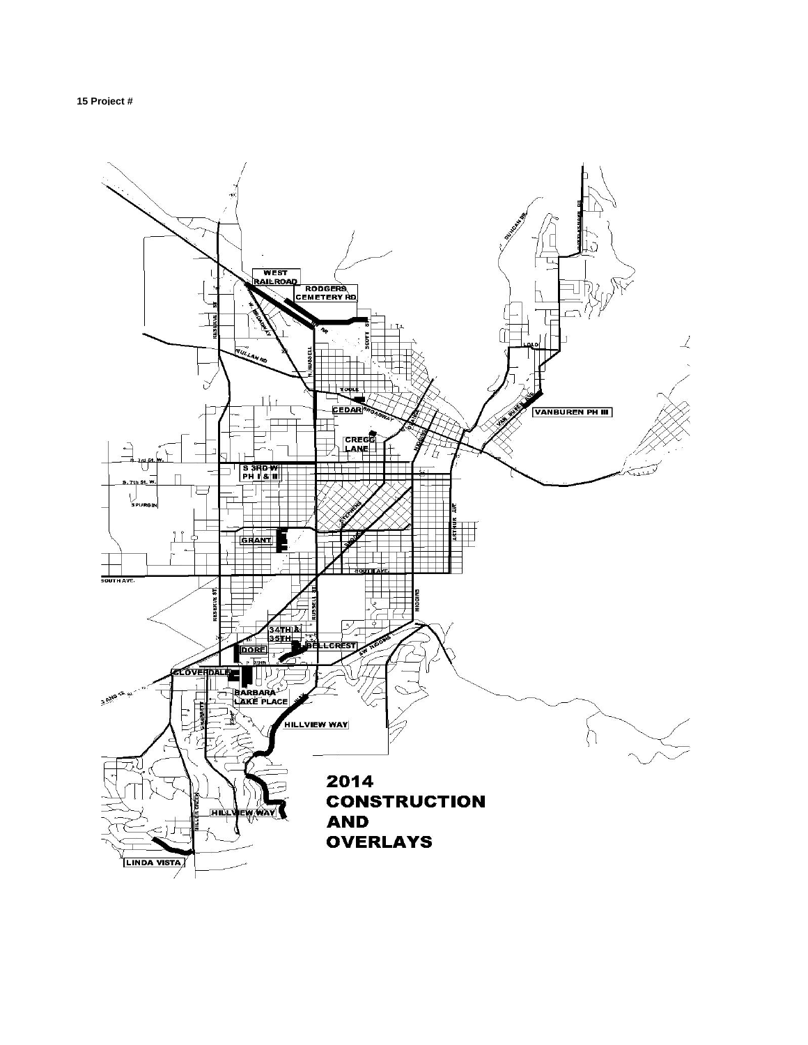**15 Project #**

2014
CONSTRUCTION
AND
OVERLAYS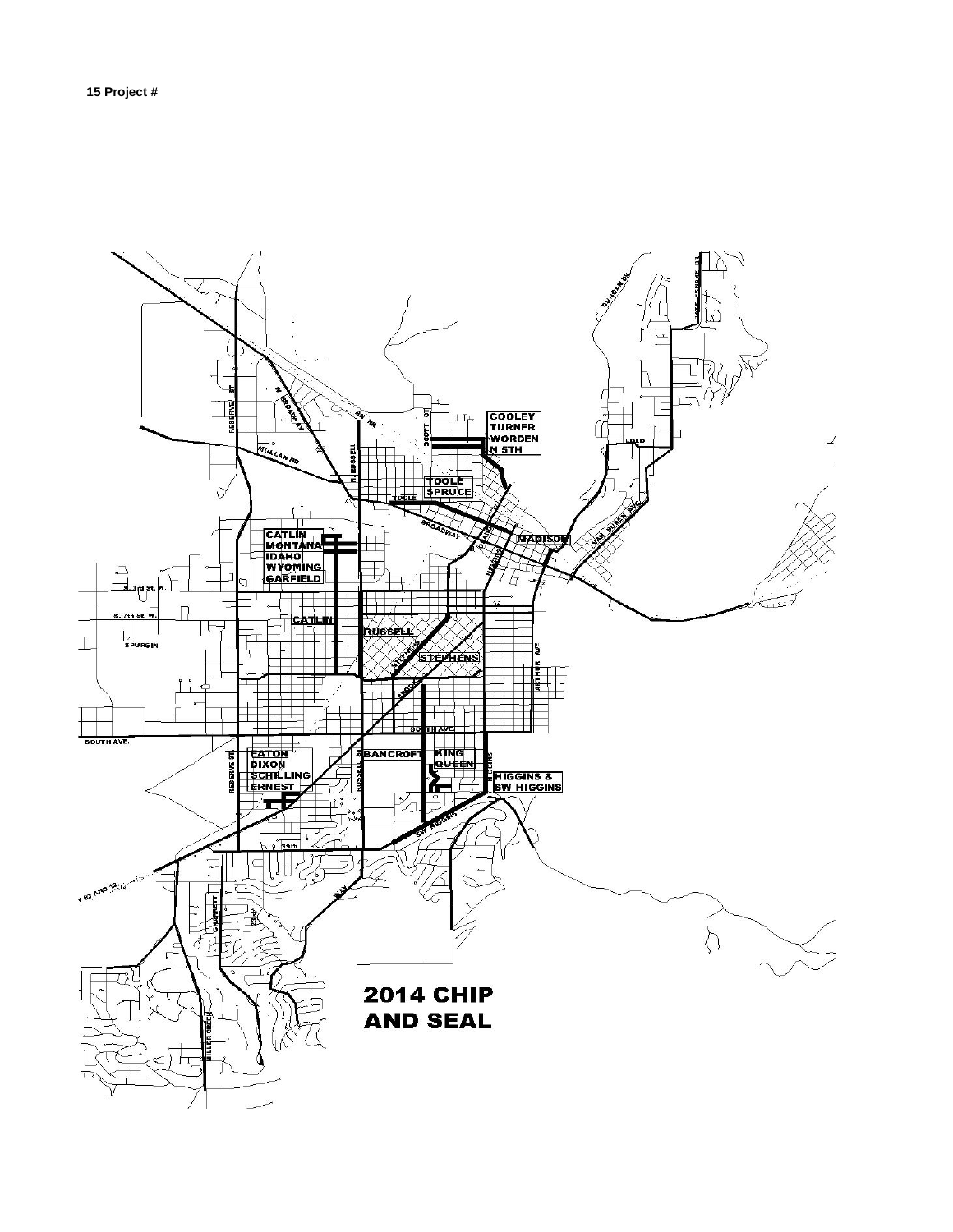**15 Project #**

COOLEY
TURNER
WORDEN
N 5TH

TOOLE
SPRUCE

CATLIN
MONTANA
IDAHO
WYOMING
GARFIELD

MADISON

CATLIN

RUSSELL

STEPHENS

EATON
DIXON
SCHILLING
ERNEST

BANCROFT

KING
QUEEN

HIGGINS &
SW HIGGINS

2014 CHIP
AND SEAL